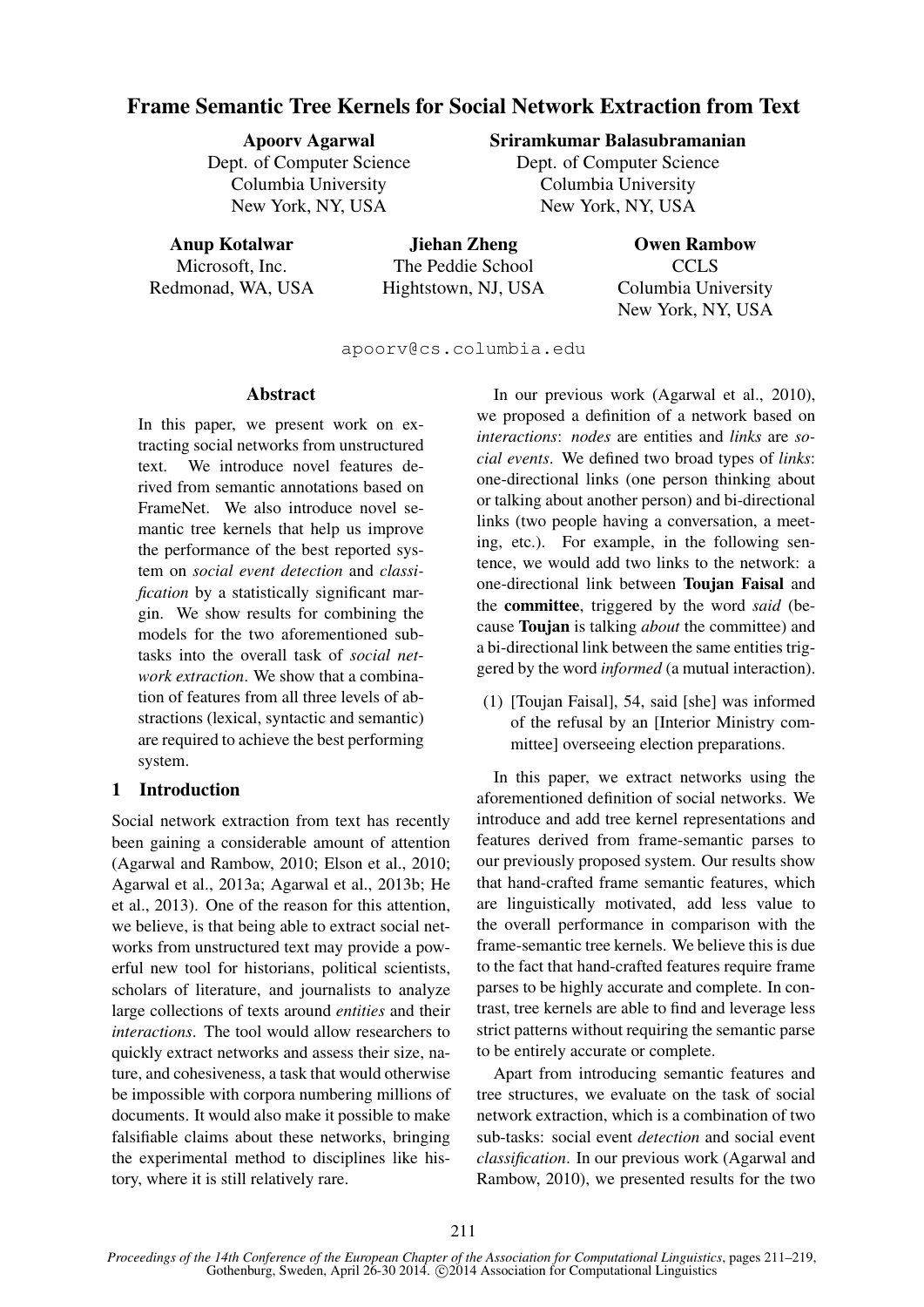# Frame Semantic Tree Kernels for Social Network Extraction from Text

**Apoorv Agarwal**
Dept. of Computer Science
Columbia University
New York, NY, USA

**Sriramkumar Balasubramanian**
Dept. of Computer Science
Columbia University
New York, NY, USA

**Anup Kotalwar**
Microsoft, Inc.
Redmonad, WA, USA

**Jiehan Zheng**
The Peddie School
Hightstown, NJ, USA

**Owen Rambow**
CCLS
Columbia University
New York, NY, USA

apoorv@cs.columbia.edu

## Abstract

In this paper, we present work on extracting social networks from unstructured text. We introduce novel features derived from semantic annotations based on FrameNet. We also introduce novel semantic tree kernels that help us improve the performance of the best reported system on *social event detection* and *classification* by a statistically significant margin. We show results for combining the models for the two aforementioned subtasks into the overall task of *social network extraction*. We show that a combination of features from all three levels of abstractions (lexical, syntactic and semantic) are required to achieve the best performing system.

## 1 Introduction

Social network extraction from text has recently been gaining a considerable amount of attention (Agarwal and Rambow, 2010; Elson et al., 2010; Agarwal et al., 2013a; Agarwal et al., 2013b; He et al., 2013). One of the reason for this attention, we believe, is that being able to extract social networks from unstructured text may provide a powerful new tool for historians, political scientists, scholars of literature, and journalists to analyze large collections of texts around *entities* and their *interactions*. The tool would allow researchers to quickly extract networks and assess their size, nature, and cohesiveness, a task that would otherwise be impossible with corpora numbering millions of documents. It would also make it possible to make falsifiable claims about these networks, bringing the experimental method to disciplines like history, where it is still relatively rare.

In our previous work (Agarwal et al., 2010), we proposed a definition of a network based on *interactions*: *nodes* are entities and *links* are *social events*. We defined two broad types of *links*: one-directional links (one person thinking about or talking about another person) and bi-directional links (two people having a conversation, a meeting, etc.). For example, in the following sentence, we would add two links to the network: a one-directional link between **Toujan Faisal** and the **committee**, triggered by the word *said* (because **Toujan** is talking *about* the committee) and a bi-directional link between the same entities triggered by the word *informed* (a mutual interaction).

(1) [Toujan Faisal], 54, said [she] was informed of the refusal by an [Interior Ministry committee] overseeing election preparations.

In this paper, we extract networks using the aforementioned definition of social networks. We introduce and add tree kernel representations and features derived from frame-semantic parses to our previously proposed system. Our results show that hand-crafted frame semantic features, which are linguistically motivated, add less value to the overall performance in comparison with the frame-semantic tree kernels. We believe this is due to the fact that hand-crafted features require frame parses to be highly accurate and complete. In contrast, tree kernels are able to find and leverage less strict patterns without requiring the semantic parse to be entirely accurate or complete.

Apart from introducing semantic features and tree structures, we evaluate on the task of social network extraction, which is a combination of two sub-tasks: social event *detection* and social event *classification*. In our previous work (Agarwal and Rambow, 2010), we presented results for the two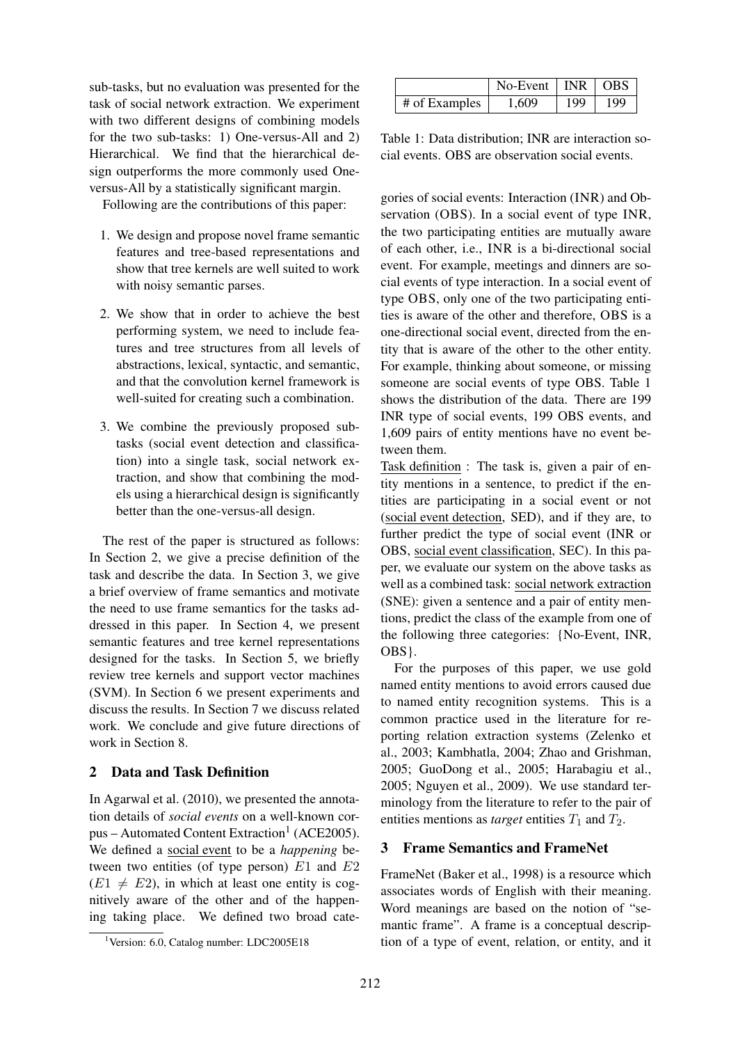sub-tasks, but no evaluation was presented for the task of social network extraction. We experiment with two different designs of combining models for the two sub-tasks: 1) One-versus-All and 2) Hierarchical. We find that the hierarchical design outperforms the more commonly used One-versus-All by a statistically significant margin.

Following are the contributions of this paper:

1. We design and propose novel frame semantic features and tree-based representations and show that tree kernels are well suited to work with noisy semantic parses.
2. We show that in order to achieve the best performing system, we need to include features and tree structures from all levels of abstractions, lexical, syntactic, and semantic, and that the convolution kernel framework is well-suited for creating such a combination.
3. We combine the previously proposed sub-tasks (social event detection and classification) into a single task, social network extraction, and show that combining the models using a hierarchical design is significantly better than the one-versus-all design.

The rest of the paper is structured as follows: In Section 2, we give a precise definition of the task and describe the data. In Section 3, we give a brief overview of frame semantics and motivate the need to use frame semantics for the tasks addressed in this paper. In Section 4, we present semantic features and tree kernel representations designed for the tasks. In Section 5, we briefly review tree kernels and support vector machines (SVM). In Section 6 we present experiments and discuss the results. In Section 7 we discuss related work. We conclude and give future directions of work in Section 8.

## 2 Data and Task Definition

In Agarwal et al. (2010), we presented the annotation details of *social events* on a well-known corpus – Automated Content Extraction[1] (ACE2005). We defined a social event to be a *happening* between two entities (of type person) $E1$ and $E2$ ($E1 \neq E2$), in which at least one entity is cognitively aware of the other and of the happening taking place. We defined two broad categories of social events: Interaction (INR) and Observation (OBS). In a social event of type INR, the two participating entities are mutually aware of each other, i.e., INR is a bi-directional social event. For example, meetings and dinners are social events of type interaction. In a social event of type OBS, only one of the two participating entities is aware of the other and therefore, OBS is a one-directional social event, directed from the entity that is aware of the other to the other entity. For example, thinking about someone, or missing someone are social events of type OBS. Table 1 shows the distribution of the data. There are 199 INR type of social events, 199 OBS events, and 1,609 pairs of entity mentions have no event between them.

[1] Version: 6.0, Catalog number: LDC2005E18

| | No-Event | INR | OBS |
|---|---|---|---|
| # of Examples | 1,609 | 199 | 199 |

Table 1: Data distribution; INR are interaction social events. OBS are observation social events.

Task definition : The task is, given a pair of entity mentions in a sentence, to predict if the entities are participating in a social event or not (social event detection, SED), and if they are, to further predict the type of social event (INR or OBS, social event classification, SEC). In this paper, we evaluate our system on the above tasks as well as a combined task: social network extraction (SNE): given a sentence and a pair of entity mentions, predict the class of the example from one of the following three categories: {No-Event, INR, OBS}.

For the purposes of this paper, we use gold named entity mentions to avoid errors caused due to named entity recognition systems. This is a common practice used in the literature for reporting relation extraction systems (Zelenko et al., 2003; Kambhatla, 2004; Zhao and Grishman, 2005; GuoDong et al., 2005; Harabagiu et al., 2005; Nguyen et al., 2009). We use standard terminology from the literature to refer to the pair of entities mentions as *target* entities $T_1$ and $T_2$.

## 3 Frame Semantics and FrameNet

FrameNet (Baker et al., 1998) is a resource which associates words of English with their meaning. Word meanings are based on the notion of "semantic frame". A frame is a conceptual description of a type of event, relation, or entity, and it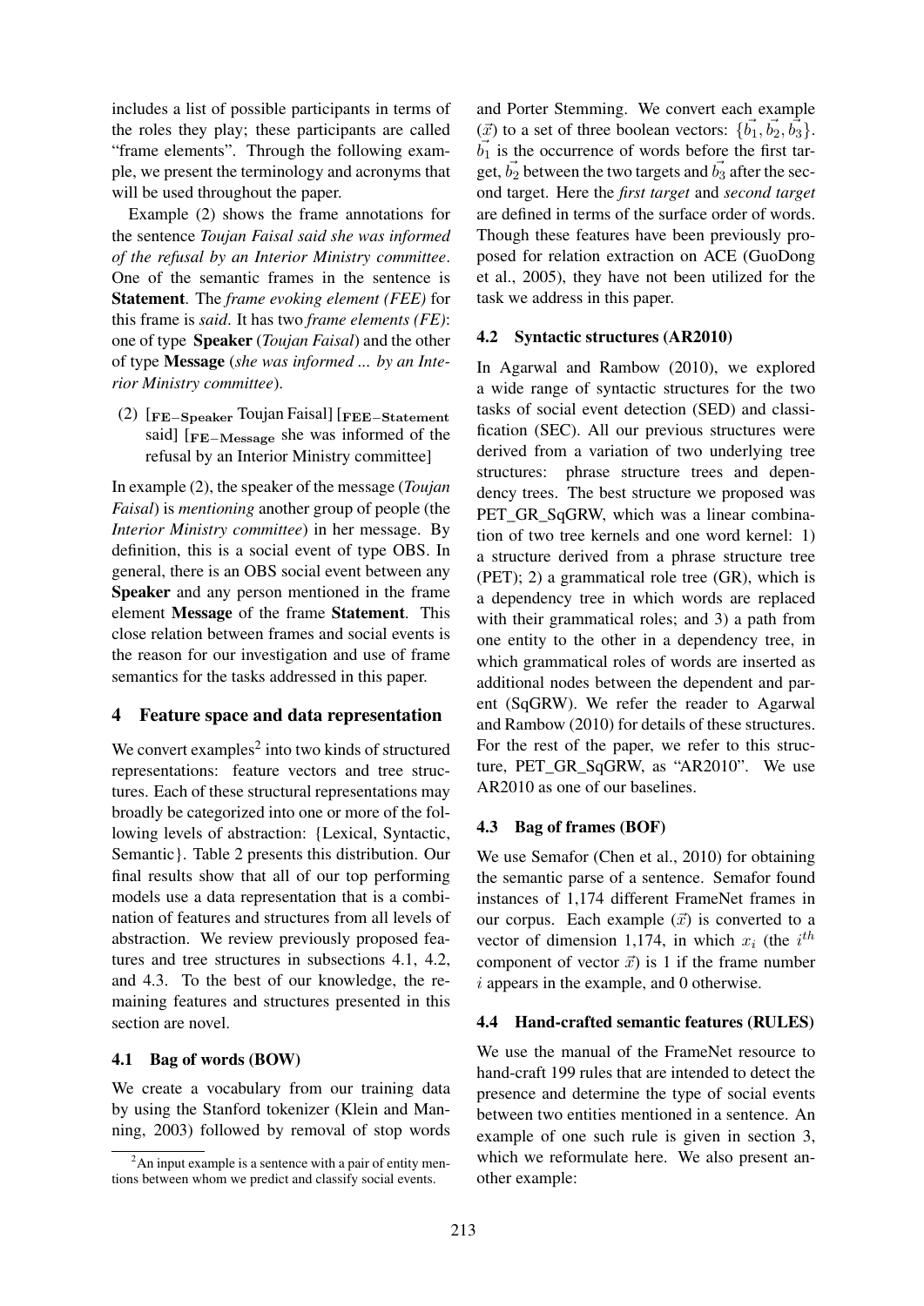includes a list of possible participants in terms of the roles they play; these participants are called "frame elements". Through the following example, we present the terminology and acronyms that will be used throughout the paper.

Example (2) shows the frame annotations for the sentence *Toujan Faisal said she was informed of the refusal by an Interior Ministry committee*. One of the semantic frames in the sentence is **Statement**. The *frame evoking element (FEE)* for this frame is *said*. It has two *frame elements (FE)*: one of type **Speaker** (*Toujan Faisal*) and the other of type **Message** (*she was informed ... by an Interior Ministry committee*).

(2) [$_{\mathbf{FE-Speaker}}$ Toujan Faisal] [$_{\mathbf{FEE-Statement}}$ said] [$_{\mathbf{FE-Message}}$ she was informed of the refusal by an Interior Ministry committee]

In example (2), the speaker of the message (*Toujan Faisal*) is *mentioning* another group of people (the *Interior Ministry committee*) in her message. By definition, this is a social event of type OBS. In general, there is an OBS social event between any **Speaker** and any person mentioned in the frame element **Message** of the frame **Statement**. This close relation between frames and social events is the reason for our investigation and use of frame semantics for the tasks addressed in this paper.

## 4 Feature space and data representation

We convert examples[2] into two kinds of structured representations: feature vectors and tree structures. Each of these structural representations may broadly be categorized into one or more of the following levels of abstraction: {Lexical, Syntactic, Semantic}. Table 2 presents this distribution. Our final results show that all of our top performing models use a data representation that is a combination of features and structures from all levels of abstraction. We review previously proposed features and tree structures in subsections 4.1, 4.2, and 4.3. To the best of our knowledge, the remaining features and structures presented in this section are novel.

### 4.1 Bag of words (BOW)

We create a vocabulary from our training data by using the Stanford tokenizer (Klein and Manning, 2003) followed by removal of stop words and Porter Stemming. We convert each example ($\vec{x}$) to a set of three boolean vectors: $\{\vec{b_1}, \vec{b_2}, \vec{b_3}\}$. $\vec{b_1}$ is the occurrence of words before the first target, $\vec{b_2}$ between the two targets and $\vec{b_3}$ after the second target. Here the *first target* and *second target* are defined in terms of the surface order of words. Though these features have been previously proposed for relation extraction on ACE (GuoDong et al., 2005), they have not been utilized for the task we address in this paper.

### 4.2 Syntactic structures (AR2010)

In Agarwal and Rambow (2010), we explored a wide range of syntactic structures for the two tasks of social event detection (SED) and classification (SEC). All our previous structures were derived from a variation of two underlying tree structures: phrase structure trees and dependency trees. The best structure we proposed was PET_GR_SqGRW, which was a linear combination of two tree kernels and one word kernel: 1) a structure derived from a phrase structure tree (PET); 2) a grammatical role tree (GR), which is a dependency tree in which words are replaced with their grammatical roles; and 3) a path from one entity to the other in a dependency tree, in which grammatical roles of words are inserted as additional nodes between the dependent and parent (SqGRW). We refer the reader to Agarwal and Rambow (2010) for details of these structures. For the rest of the paper, we refer to this structure, PET_GR_SqGRW, as "AR2010". We use AR2010 as one of our baselines.

### 4.3 Bag of frames (BOF)

We use Semafor (Chen et al., 2010) for obtaining the semantic parse of a sentence. Semafor found instances of 1,174 different FrameNet frames in our corpus. Each example ($\vec{x}$) is converted to a vector of dimension 1,174, in which $x_i$ (the $i^{th}$ component of vector $\vec{x}$) is 1 if the frame number $i$ appears in the example, and 0 otherwise.

### 4.4 Hand-crafted semantic features (RULES)

We use the manual of the FrameNet resource to hand-craft 199 rules that are intended to detect the presence and determine the type of social events between two entities mentioned in a sentence. An example of one such rule is given in section 3, which we reformulate here. We also present another example:

[2] An input example is a sentence with a pair of entity mentions between whom we predict and classify social events.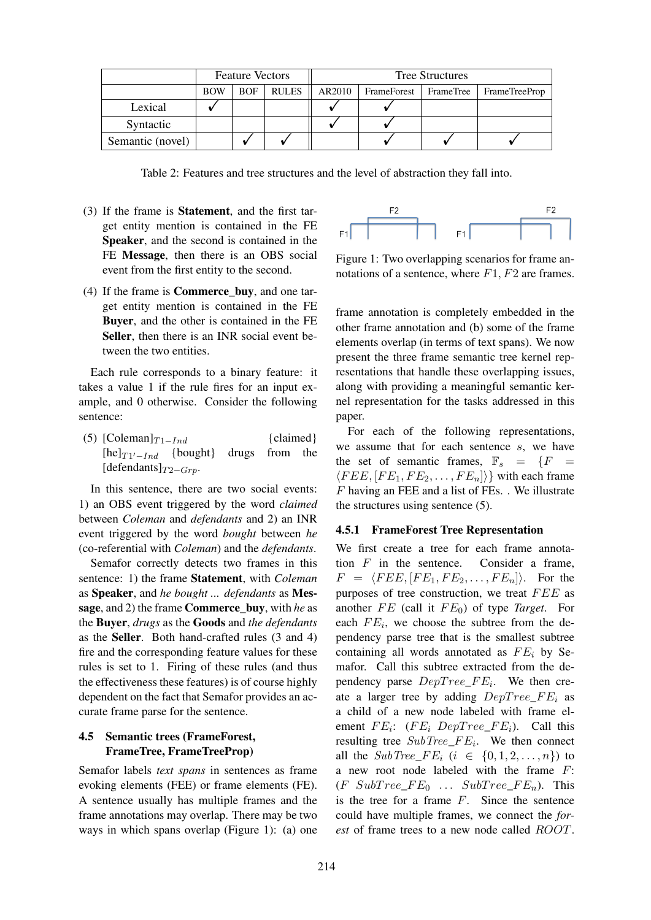| | Feature Vectors | | | Tree Structures | | | |
|---|---|---|---|---|---|---|---|
| | BOW | BOF | RULES | AR2010 | FrameForest | FrameTree | FrameTreeProp |
| Lexical | ✓ | | | ✓ | ✓ | | |
| Syntactic | | | | ✓ | ✓ | | |
| Semantic (novel) | | ✓ | ✓ | | ✓ | ✓ | ✓ |

Table 2: Features and tree structures and the level of abstraction they fall into.

(3) If the frame is **Statement**, and the first target entity mention is contained in the FE **Speaker**, and the second is contained in the FE **Message**, then there is an OBS social event from the first entity to the second.

(4) If the frame is **Commerce_buy**, and one target entity mention is contained in the FE **Buyer**, and the other is contained in the FE **Seller**, then there is an INR social event between the two entities.

Each rule corresponds to a binary feature: it takes a value 1 if the rule fires for an input example, and 0 otherwise. Consider the following sentence:

(5) [Coleman]$_{T1-Ind}$ {claimed} [he]$_{T1'-Ind}$ {bought} drugs from the [defendants]$_{T2-Grp}$.

In this sentence, there are two social events: 1) an OBS event triggered by the word *claimed* between *Coleman* and *defendants* and 2) an INR event triggered by the word *bought* between *he* (co-referential with *Coleman*) and the *defendants*.

Semafor correctly detects two frames in this sentence: 1) the frame **Statement**, with *Coleman* as **Speaker**, and *he bought ... defendants* as **Message**, and 2) the frame **Commerce_buy**, with *he* as the **Buyer**, *drugs* as the **Goods** and *the defendants* as the **Seller**. Both hand-crafted rules (3 and 4) fire and the corresponding feature values for these rules is set to 1. Firing of these rules (and thus the effectiveness these features) is of course highly dependent on the fact that Semafor provides an accurate frame parse for the sentence.

## 4.5 Semantic trees (FrameForest, FrameTree, FrameTreeProp)

Semafor labels *text spans* in sentences as frame evoking elements (FEE) or frame elements (FE). A sentence usually has multiple frames and the frame annotations may overlap. There may be two ways in which spans overlap (Figure 1): (a) one frame annotation is completely embedded in the other frame annotation and (b) some of the frame elements overlap (in terms of text spans). We now present the three frame semantic tree kernel representations that handle these overlapping issues, along with providing a meaningful semantic kernel representation for the tasks addressed in this paper.

Figure 1: Two overlapping scenarios for frame annotations of a sentence, where $F1, F2$ are frames.

For each of the following representations, we assume that for each sentence $s$, we have the set of semantic frames, $\mathbb{F}_s = \{F = \langle FEE, [FE_1, FE_2, \ldots, FE_n] \rangle\}$ with each frame $F$ having an FEE and a list of FEs. . We illustrate the structures using sentence (5).

### 4.5.1 FrameForest Tree Representation

We first create a tree for each frame annotation $F$ in the sentence. Consider a frame, $F = \langle FEE, [FE_1, FE_2, \ldots, FE_n] \rangle$. For the purposes of tree construction, we treat $FEE$ as another $FE$ (call it $FE_0$) of type *Target*. For each $FE_i$, we choose the subtree from the dependency parse tree that is the smallest subtree containing all words annotated as $FE_i$ by Semafor. Call this subtree extracted from the dependency parse $DepTree\_FE_i$. We then create a larger tree by adding $DepTree\_FE_i$ as a child of a new node labeled with frame element $FE_i$: $(FE_i \; DepTree\_FE_i)$. Call this resulting tree $SubTree\_FE_i$. We then connect all the $SubTree\_FE_i$ ($i \in \{0, 1, 2, \ldots, n\}$) to a new root node labeled with the frame $F$: $(F \; SubTree\_FE_0 \; \ldots \; SubTree\_FE_n)$. This is the tree for a frame $F$. Since the sentence could have multiple frames, we connect the *forest* of frame trees to a new node called $ROOT$.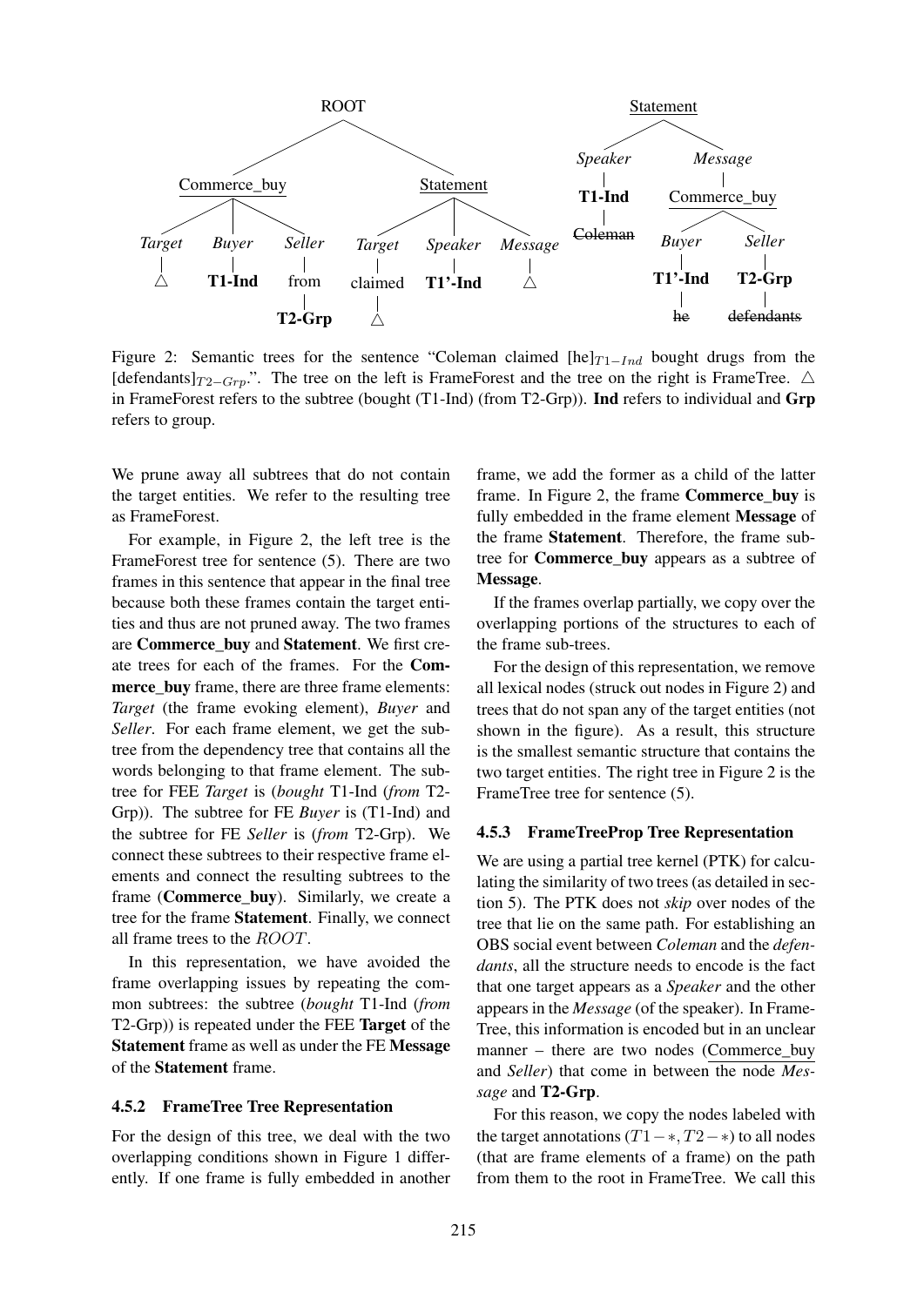Figure 2: Semantic trees for the sentence "Coleman claimed [he]$_{T1-Ind}$ bought drugs from the [defendants]$_{T2-Grp}$.". The tree on the left is FrameForest and the tree on the right is FrameTree. △ in FrameForest refers to the subtree (bought (T1-Ind) (from T2-Grp)). **Ind** refers to individual and **Grp** refers to group.

We prune away all subtrees that do not contain the target entities. We refer to the resulting tree as FrameForest.

For example, in Figure 2, the left tree is the FrameForest tree for sentence (5). There are two frames in this sentence that appear in the final tree because both these frames contain the target entities and thus are not pruned away. The two frames are **Commerce_buy** and **Statement**. We first create trees for each of the frames. For the **Commerce_buy** frame, there are three frame elements: *Target* (the frame evoking element), *Buyer* and *Seller*. For each frame element, we get the subtree from the dependency tree that contains all the words belonging to that frame element. The subtree for FEE *Target* is (*bought* T1-Ind (*from* T2-Grp)). The subtree for FE *Buyer* is (T1-Ind) and the subtree for FE *Seller* is (*from* T2-Grp). We connect these subtrees to their respective frame elements and connect the resulting subtrees to the frame (**Commerce_buy**). Similarly, we create a tree for the frame **Statement**. Finally, we connect all frame trees to the $ROOT$.

In this representation, we have avoided the frame overlapping issues by repeating the common subtrees: the subtree (*bought* T1-Ind (*from* T2-Grp)) is repeated under the FEE **Target** of the **Statement** frame as well as under the FE **Message** of the **Statement** frame.

### 4.5.2 FrameTree Tree Representation

For the design of this tree, we deal with the two overlapping conditions shown in Figure 1 differently. If one frame is fully embedded in another frame, we add the former as a child of the latter frame. In Figure 2, the frame **Commerce_buy** is fully embedded in the frame element **Message** of the frame **Statement**. Therefore, the frame subtree for **Commerce_buy** appears as a subtree of **Message**.

If the frames overlap partially, we copy over the overlapping portions of the structures to each of the frame sub-trees.

For the design of this representation, we remove all lexical nodes (struck out nodes in Figure 2) and trees that do not span any of the target entities (not shown in the figure). As a result, this structure is the smallest semantic structure that contains the two target entities. The right tree in Figure 2 is the FrameTree tree for sentence (5).

### 4.5.3 FrameTreeProp Tree Representation

We are using a partial tree kernel (PTK) for calculating the similarity of two trees (as detailed in section 5). The PTK does not *skip* over nodes of the tree that lie on the same path. For establishing an OBS social event between *Coleman* and the *defendants*, all the structure needs to encode is the fact that one target appears as a *Speaker* and the other appears in the *Message* (of the speaker). In FrameTree, this information is encoded but in an unclear manner – there are two nodes (Commerce_buy and *Seller*) that come in between the node *Message* and **T2-Grp**.

For this reason, we copy the nodes labeled with the target annotations ($T1-*, T2-*$) to all nodes (that are frame elements of a frame) on the path from them to the root in FrameTree. We call this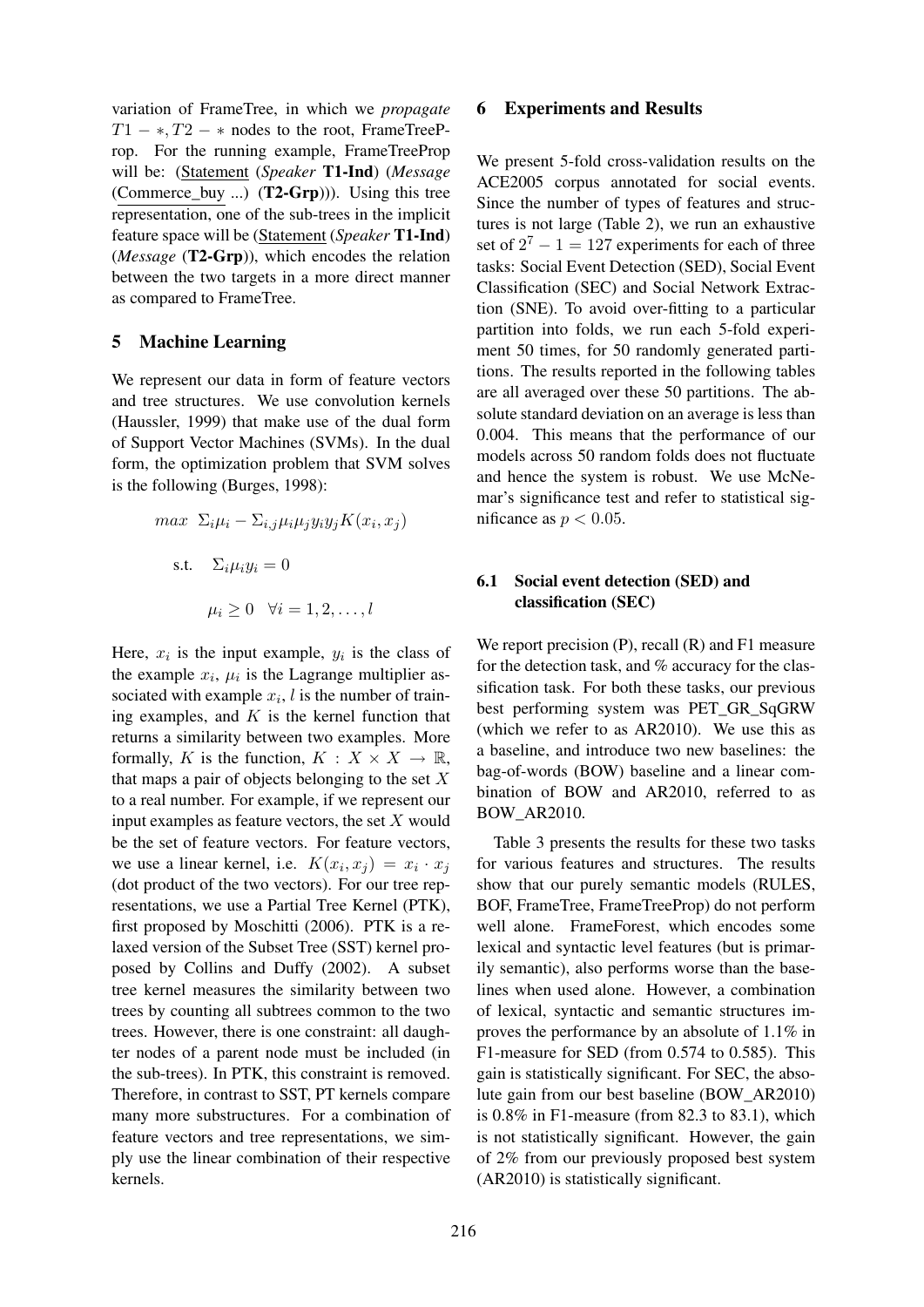variation of FrameTree, in which we *propagate* $T1-*, T2-*$ nodes to the root, FrameTreeProp. For the running example, FrameTreeProp will be: (Statement (*Speaker* **T1-Ind**) (*Message* (Commerce_buy ...) (**T2-Grp**))). Using this tree representation, one of the sub-trees in the implicit feature space will be (Statement (*Speaker* **T1-Ind**) (*Message* (**T2-Grp**)), which encodes the relation between the two targets in a more direct manner as compared to FrameTree.

## 5 Machine Learning

We represent our data in form of feature vectors and tree structures. We use convolution kernels (Haussler, 1999) that make use of the dual form of Support Vector Machines (SVMs). In the dual form, the optimization problem that SVM solves is the following (Burges, 1998):

$$max \ \ \Sigma_i \mu_i - \Sigma_{i,j} \mu_i \mu_j y_i y_j K(x_i, x_j)$$

$$\text{s.t.} \quad \Sigma_i \mu_i y_i = 0$$

$$\mu_i \geq 0 \quad \forall i = 1, 2, \ldots, l$$

Here, $x_i$ is the input example, $y_i$ is the class of the example $x_i$, $\mu_i$ is the Lagrange multiplier associated with example $x_i$, $l$ is the number of training examples, and $K$ is the kernel function that returns a similarity between two examples. More formally, $K$ is the function, $K : X \times X \rightarrow \mathbb{R}$, that maps a pair of objects belonging to the set $X$ to a real number. For example, if we represent our input examples as feature vectors, the set $X$ would be the set of feature vectors. For feature vectors, we use a linear kernel, i.e. $K(x_i, x_j) = x_i \cdot x_j$ (dot product of the two vectors). For our tree representations, we use a Partial Tree Kernel (PTK), first proposed by Moschitti (2006). PTK is a relaxed version of the Subset Tree (SST) kernel proposed by Collins and Duffy (2002). A subset tree kernel measures the similarity between two trees by counting all subtrees common to the two trees. However, there is one constraint: all daughter nodes of a parent node must be included (in the sub-trees). In PTK, this constraint is removed. Therefore, in contrast to SST, PT kernels compare many more substructures. For a combination of feature vectors and tree representations, we simply use the linear combination of their respective kernels.

## 6 Experiments and Results

We present 5-fold cross-validation results on the ACE2005 corpus annotated for social events. Since the number of types of features and structures is not large (Table 2), we run an exhaustive set of $2^7 - 1 = 127$ experiments for each of three tasks: Social Event Detection (SED), Social Event Classification (SEC) and Social Network Extraction (SNE). To avoid over-fitting to a particular partition into folds, we run each 5-fold experiment 50 times, for 50 randomly generated partitions. The results reported in the following tables are all averaged over these 50 partitions. The absolute standard deviation on an average is less than 0.004. This means that the performance of our models across 50 random folds does not fluctuate and hence the system is robust. We use McNemar's significance test and refer to statistical significance as $p < 0.05$.

### 6.1 Social event detection (SED) and classification (SEC)

We report precision (P), recall (R) and F1 measure for the detection task, and % accuracy for the classification task. For both these tasks, our previous best performing system was PET_GR_SqGRW (which we refer to as AR2010). We use this as a baseline, and introduce two new baselines: the bag-of-words (BOW) baseline and a linear combination of BOW and AR2010, referred to as BOW_AR2010.

Table 3 presents the results for these two tasks for various features and structures. The results show that our purely semantic models (RULES, BOF, FrameTree, FrameTreeProp) do not perform well alone. FrameForest, which encodes some lexical and syntactic level features (but is primarily semantic), also performs worse than the baselines when used alone. However, a combination of lexical, syntactic and semantic structures improves the performance by an absolute of 1.1% in F1-measure for SED (from 0.574 to 0.585). This gain is statistically significant. For SEC, the absolute gain from our best baseline (BOW_AR2010) is 0.8% in F1-measure (from 82.3 to 83.1), which is not statistically significant. However, the gain of 2% from our previously proposed best system (AR2010) is statistically significant.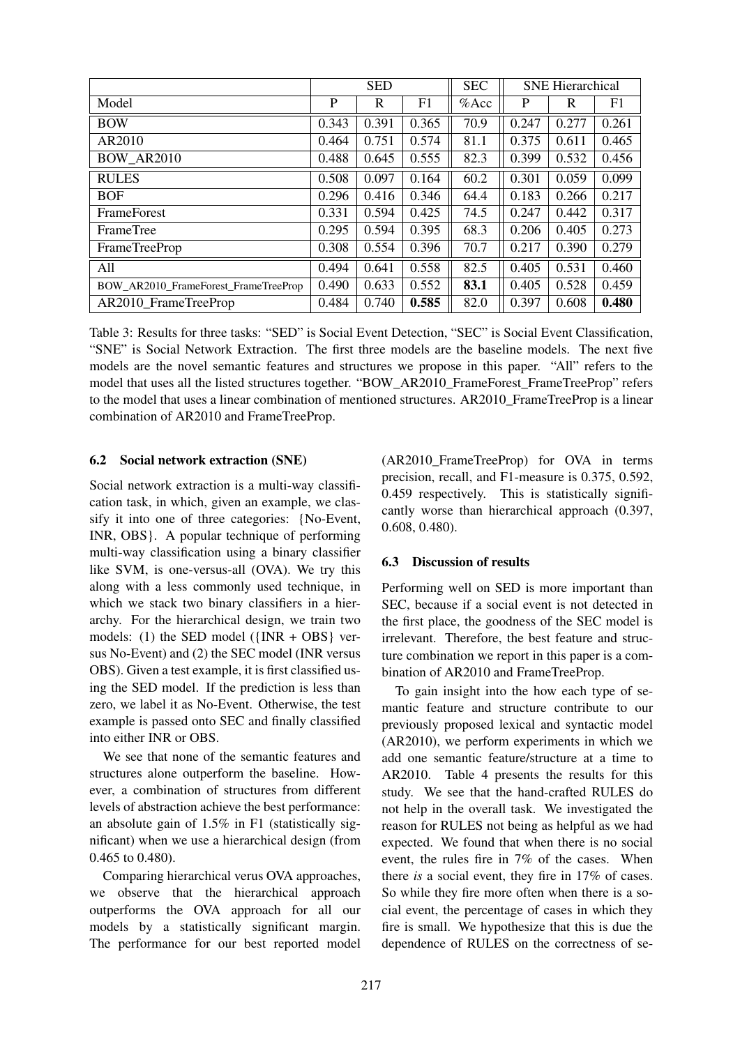| | SED | | | SEC | SNE Hierarchical | | |
|---|---|---|---|---|---|---|---|
| Model | P | R | F1 | %Acc | P | R | F1 |
| BOW | 0.343 | 0.391 | 0.365 | 70.9 | 0.247 | 0.277 | 0.261 |
| AR2010 | 0.464 | 0.751 | 0.574 | 81.1 | 0.375 | 0.611 | 0.465 |
| BOW_AR2010 | 0.488 | 0.645 | 0.555 | 82.3 | 0.399 | 0.532 | 0.456 |
| RULES | 0.508 | 0.097 | 0.164 | 60.2 | 0.301 | 0.059 | 0.099 |
| BOF | 0.296 | 0.416 | 0.346 | 64.4 | 0.183 | 0.266 | 0.217 |
| FrameForest | 0.331 | 0.594 | 0.425 | 74.5 | 0.247 | 0.442 | 0.317 |
| FrameTree | 0.295 | 0.594 | 0.395 | 68.3 | 0.206 | 0.405 | 0.273 |
| FrameTreeProp | 0.308 | 0.554 | 0.396 | 70.7 | 0.217 | 0.390 | 0.279 |
| All | 0.494 | 0.641 | 0.558 | 82.5 | 0.405 | 0.531 | 0.460 |
| BOW_AR2010_FrameForest_FrameTreeProp | 0.490 | 0.633 | 0.552 | **83.1** | 0.405 | 0.528 | 0.459 |
| AR2010_FrameTreeProp | 0.484 | 0.740 | **0.585** | 82.0 | 0.397 | 0.608 | **0.480** |

Table 3: Results for three tasks: "SED" is Social Event Detection, "SEC" is Social Event Classification, "SNE" is Social Network Extraction. The first three models are the baseline models. The next five models are the novel semantic features and structures we propose in this paper. "All" refers to the model that uses all the listed structures together. "BOW_AR2010_FrameForest_FrameTreeProp" refers to the model that uses a linear combination of mentioned structures. AR2010_FrameTreeProp is a linear combination of AR2010 and FrameTreeProp.

### 6.2 Social network extraction (SNE)

Social network extraction is a multi-way classification task, in which, given an example, we classify it into one of three categories: {No-Event, INR, OBS}. A popular technique of performing multi-way classification using a binary classifier like SVM, is one-versus-all (OVA). We try this along with a less commonly used technique, in which we stack two binary classifiers in a hierarchy. For the hierarchical design, we train two models: (1) the SED model ({INR + OBS} versus No-Event) and (2) the SEC model (INR versus OBS). Given a test example, it is first classified using the SED model. If the prediction is less than zero, we label it as No-Event. Otherwise, the test example is passed onto SEC and finally classified into either INR or OBS.

We see that none of the semantic features and structures alone outperform the baseline. However, a combination of structures from different levels of abstraction achieve the best performance: an absolute gain of 1.5% in F1 (statistically significant) when we use a hierarchical design (from 0.465 to 0.480).

Comparing hierarchical verus OVA approaches, we observe that the hierarchical approach outperforms the OVA approach for all our models by a statistically significant margin. The performance for our best reported model (AR2010_FrameTreeProp) for OVA in terms precision, recall, and F1-measure is 0.375, 0.592, 0.459 respectively. This is statistically significantly worse than hierarchical approach (0.397, 0.608, 0.480).

### 6.3 Discussion of results

Performing well on SED is more important than SEC, because if a social event is not detected in the first place, the goodness of the SEC model is irrelevant. Therefore, the best feature and structure combination we report in this paper is a combination of AR2010 and FrameTreeProp.

To gain insight into the how each type of semantic feature and structure contribute to our previously proposed lexical and syntactic model (AR2010), we perform experiments in which we add one semantic feature/structure at a time to AR2010. Table 4 presents the results for this study. We see that the hand-crafted RULES do not help in the overall task. We investigated the reason for RULES not being as helpful as we had expected. We found that when there is no social event, the rules fire in 7% of the cases. When there *is* a social event, they fire in 17% of cases. So while they fire more often when there is a social event, the percentage of cases in which they fire is small. We hypothesize that this is due the dependence of RULES on the correctness of se-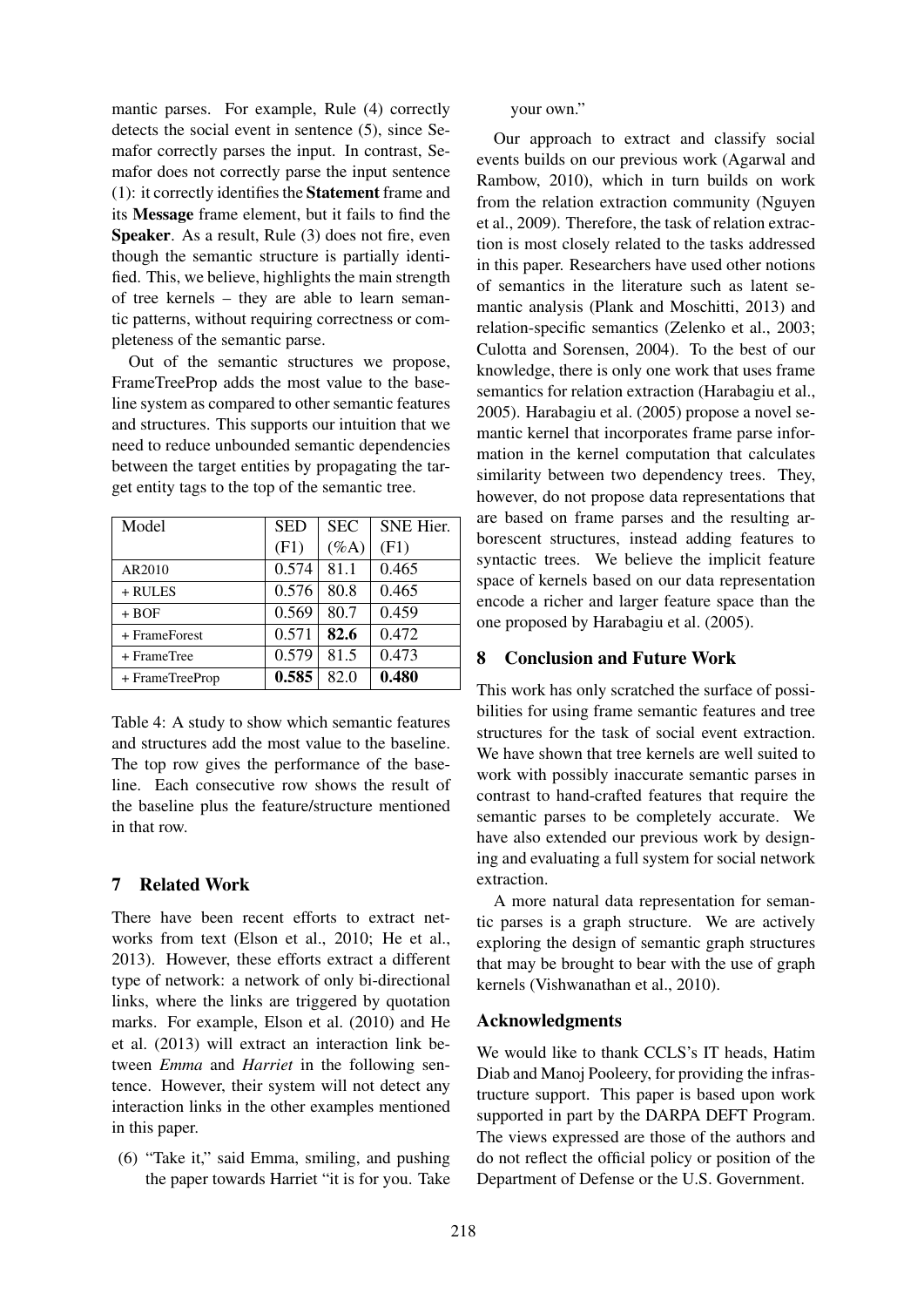mantic parses. For example, Rule (4) correctly detects the social event in sentence (5), since Semafor correctly parses the input. In contrast, Semafor does not correctly parse the input sentence (1): it correctly identifies the **Statement** frame and its **Message** frame element, but it fails to find the **Speaker**. As a result, Rule (3) does not fire, even though the semantic structure is partially identified. This, we believe, highlights the main strength of tree kernels – they are able to learn semantic patterns, without requiring correctness or completeness of the semantic parse.

Out of the semantic structures we propose, FrameTreeProp adds the most value to the baseline system as compared to other semantic features and structures. This supports our intuition that we need to reduce unbounded semantic dependencies between the target entities by propagating the target entity tags to the top of the semantic tree.

| Model | SED (F1) | SEC (%A) | SNE Hier. (F1) |
|---|---|---|---|
| AR2010 | 0.574 | 81.1 | 0.465 |
| + RULES | 0.576 | 80.8 | 0.465 |
| + BOF | 0.569 | 80.7 | 0.459 |
| + FrameForest | 0.571 | **82.6** | 0.472 |
| + FrameTree | 0.579 | 81.5 | 0.473 |
| + FrameTreeProp | **0.585** | 82.0 | **0.480** |

Table 4: A study to show which semantic features and structures add the most value to the baseline. The top row gives the performance of the baseline. Each consecutive row shows the result of the baseline plus the feature/structure mentioned in that row.

## 7 Related Work

There have been recent efforts to extract networks from text (Elson et al., 2010; He et al., 2013). However, these efforts extract a different type of network: a network of only bi-directional links, where the links are triggered by quotation marks. For example, Elson et al. (2010) and He et al. (2013) will extract an interaction link between *Emma* and *Harriet* in the following sentence. However, their system will not detect any interaction links in the other examples mentioned in this paper.

(6) "Take it," said Emma, smiling, and pushing the paper towards Harriet "it is for you. Take your own."

Our approach to extract and classify social events builds on our previous work (Agarwal and Rambow, 2010), which in turn builds on work from the relation extraction community (Nguyen et al., 2009). Therefore, the task of relation extraction is most closely related to the tasks addressed in this paper. Researchers have used other notions of semantics in the literature such as latent semantic analysis (Plank and Moschitti, 2013) and relation-specific semantics (Zelenko et al., 2003; Culotta and Sorensen, 2004). To the best of our knowledge, there is only one work that uses frame semantics for relation extraction (Harabagiu et al., 2005). Harabagiu et al. (2005) propose a novel semantic kernel that incorporates frame parse information in the kernel computation that calculates similarity between two dependency trees. They, however, do not propose data representations that are based on frame parses and the resulting arborescent structures, instead adding features to syntactic trees. We believe the implicit feature space of kernels based on our data representation encode a richer and larger feature space than the one proposed by Harabagiu et al. (2005).

## 8 Conclusion and Future Work

This work has only scratched the surface of possibilities for using frame semantic features and tree structures for the task of social event extraction. We have shown that tree kernels are well suited to work with possibly inaccurate semantic parses in contrast to hand-crafted features that require the semantic parses to be completely accurate. We have also extended our previous work by designing and evaluating a full system for social network extraction.

A more natural data representation for semantic parses is a graph structure. We are actively exploring the design of semantic graph structures that may be brought to bear with the use of graph kernels (Vishwanathan et al., 2010).

### Acknowledgments

We would like to thank CCLS's IT heads, Hatim Diab and Manoj Pooleery, for providing the infrastructure support. This paper is based upon work supported in part by the DARPA DEFT Program. The views expressed are those of the authors and do not reflect the official policy or position of the Department of Defense or the U.S. Government.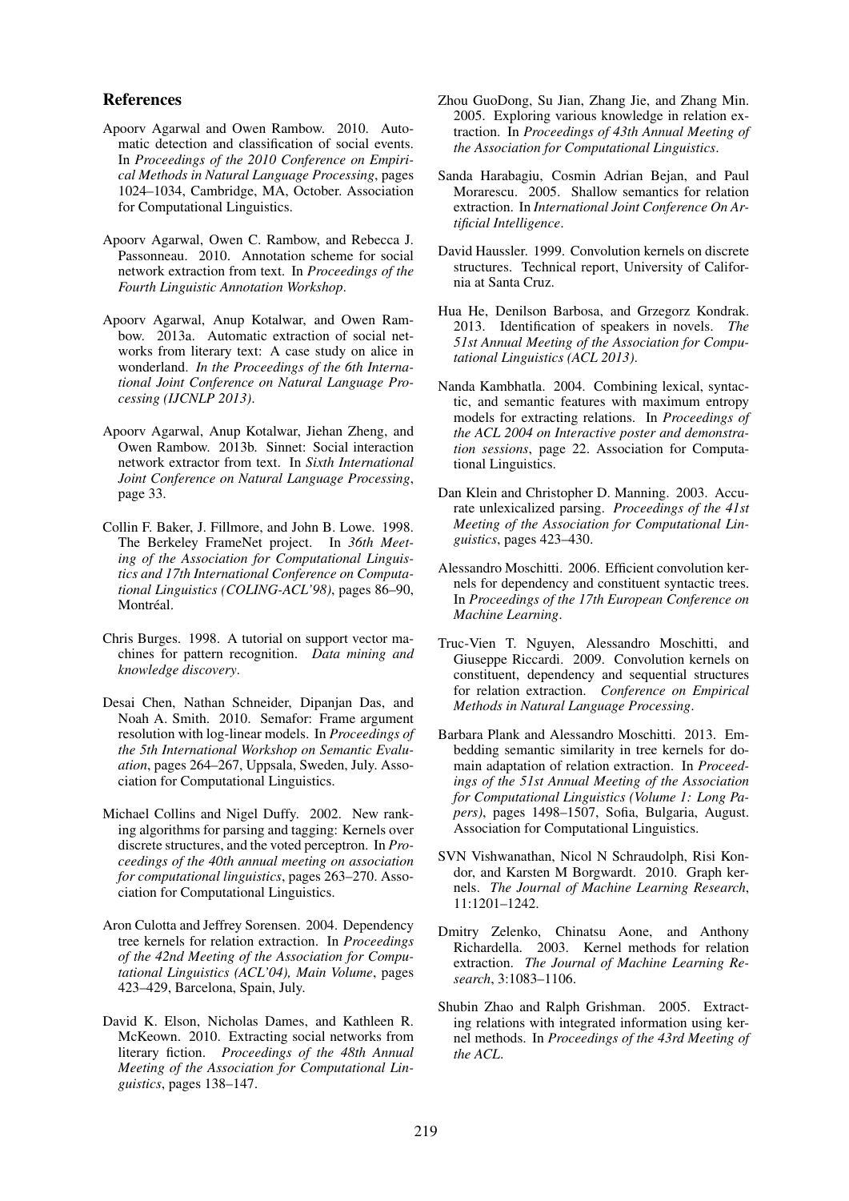## References

Apoorv Agarwal and Owen Rambow. 2010. Automatic detection and classification of social events. In *Proceedings of the 2010 Conference on Empirical Methods in Natural Language Processing*, pages 1024–1034, Cambridge, MA, October. Association for Computational Linguistics.

Apoorv Agarwal, Owen C. Rambow, and Rebecca J. Passonneau. 2010. Annotation scheme for social network extraction from text. In *Proceedings of the Fourth Linguistic Annotation Workshop*.

Apoorv Agarwal, Anup Kotalwar, and Owen Rambow. 2013a. Automatic extraction of social networks from literary text: A case study on alice in wonderland. *In the Proceedings of the 6th International Joint Conference on Natural Language Processing (IJCNLP 2013)*.

Apoorv Agarwal, Anup Kotalwar, Jiehan Zheng, and Owen Rambow. 2013b. Sinnet: Social interaction network extractor from text. In *Sixth International Joint Conference on Natural Language Processing*, page 33.

Collin F. Baker, J. Fillmore, and John B. Lowe. 1998. The Berkeley FrameNet project. In *36th Meeting of the Association for Computational Linguistics and 17th International Conference on Computational Linguistics (COLING-ACL'98)*, pages 86–90, Montréal.

Chris Burges. 1998. A tutorial on support vector machines for pattern recognition. *Data mining and knowledge discovery*.

Desai Chen, Nathan Schneider, Dipanjan Das, and Noah A. Smith. 2010. Semafor: Frame argument resolution with log-linear models. In *Proceedings of the 5th International Workshop on Semantic Evaluation*, pages 264–267, Uppsala, Sweden, July. Association for Computational Linguistics.

Michael Collins and Nigel Duffy. 2002. New ranking algorithms for parsing and tagging: Kernels over discrete structures, and the voted perceptron. In *Proceedings of the 40th annual meeting on association for computational linguistics*, pages 263–270. Association for Computational Linguistics.

Aron Culotta and Jeffrey Sorensen. 2004. Dependency tree kernels for relation extraction. In *Proceedings of the 42nd Meeting of the Association for Computational Linguistics (ACL'04), Main Volume*, pages 423–429, Barcelona, Spain, July.

David K. Elson, Nicholas Dames, and Kathleen R. McKeown. 2010. Extracting social networks from literary fiction. *Proceedings of the 48th Annual Meeting of the Association for Computational Linguistics*, pages 138–147.

Zhou GuoDong, Su Jian, Zhang Jie, and Zhang Min. 2005. Exploring various knowledge in relation extraction. In *Proceedings of 43th Annual Meeting of the Association for Computational Linguistics*.

Sanda Harabagiu, Cosmin Adrian Bejan, and Paul Morarescu. 2005. Shallow semantics for relation extraction. In *International Joint Conference On Artificial Intelligence*.

David Haussler. 1999. Convolution kernels on discrete structures. Technical report, University of California at Santa Cruz.

Hua He, Denilson Barbosa, and Grzegorz Kondrak. 2013. Identification of speakers in novels. *The 51st Annual Meeting of the Association for Computational Linguistics (ACL 2013)*.

Nanda Kambhatla. 2004. Combining lexical, syntactic, and semantic features with maximum entropy models for extracting relations. In *Proceedings of the ACL 2004 on Interactive poster and demonstration sessions*, page 22. Association for Computational Linguistics.

Dan Klein and Christopher D. Manning. 2003. Accurate unlexicalized parsing. *Proceedings of the 41st Meeting of the Association for Computational Linguistics*, pages 423–430.

Alessandro Moschitti. 2006. Efficient convolution kernels for dependency and constituent syntactic trees. In *Proceedings of the 17th European Conference on Machine Learning*.

Truc-Vien T. Nguyen, Alessandro Moschitti, and Giuseppe Riccardi. 2009. Convolution kernels on constituent, dependency and sequential structures for relation extraction. *Conference on Empirical Methods in Natural Language Processing*.

Barbara Plank and Alessandro Moschitti. 2013. Embedding semantic similarity in tree kernels for domain adaptation of relation extraction. In *Proceedings of the 51st Annual Meeting of the Association for Computational Linguistics (Volume 1: Long Papers)*, pages 1498–1507, Sofia, Bulgaria, August. Association for Computational Linguistics.

SVN Vishwanathan, Nicol N Schraudolph, Risi Kondor, and Karsten M Borgwardt. 2010. Graph kernels. *The Journal of Machine Learning Research*, 11:1201–1242.

Dmitry Zelenko, Chinatsu Aone, and Anthony Richardella. 2003. Kernel methods for relation extraction. *The Journal of Machine Learning Research*, 3:1083–1106.

Shubin Zhao and Ralph Grishman. 2005. Extracting relations with integrated information using kernel methods. In *Proceedings of the 43rd Meeting of the ACL*.